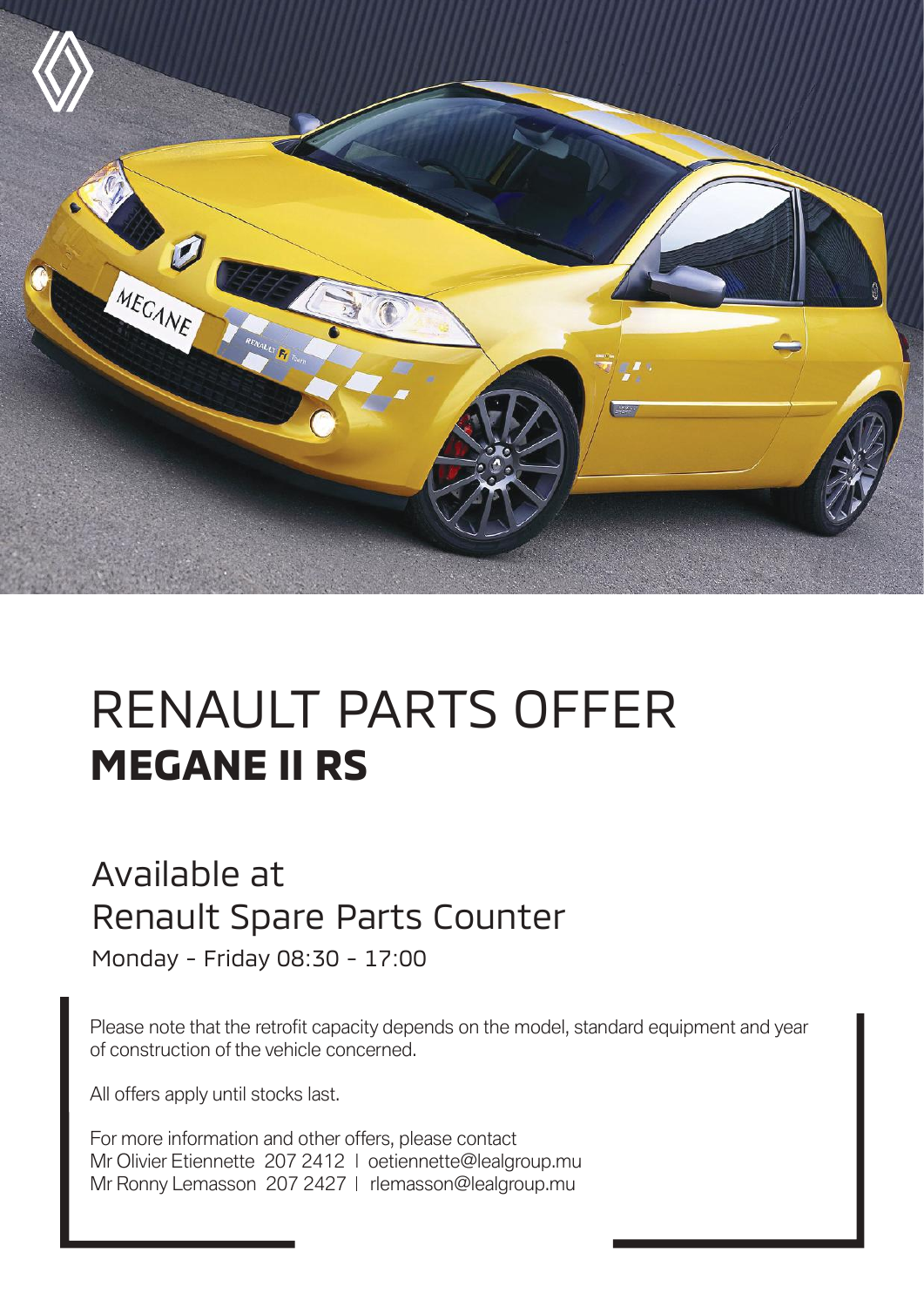# RENAULT PARTS OFFER
## **MEGANE II RS**

Available at
Renault Spare Parts Counter

Monday - Friday 08:30 - 17:00

Please note that the retrofit capacity depends on the model, standard equipment and year of construction of the vehicle concerned.

All offers apply until stocks last.

For more information and other offers, please contact
Mr Olivier Etiennette 207 2412 | oetiennette@lealgroup.mu
Mr Ronny Lemasson 207 2427 | rlemasson@lealgroup.mu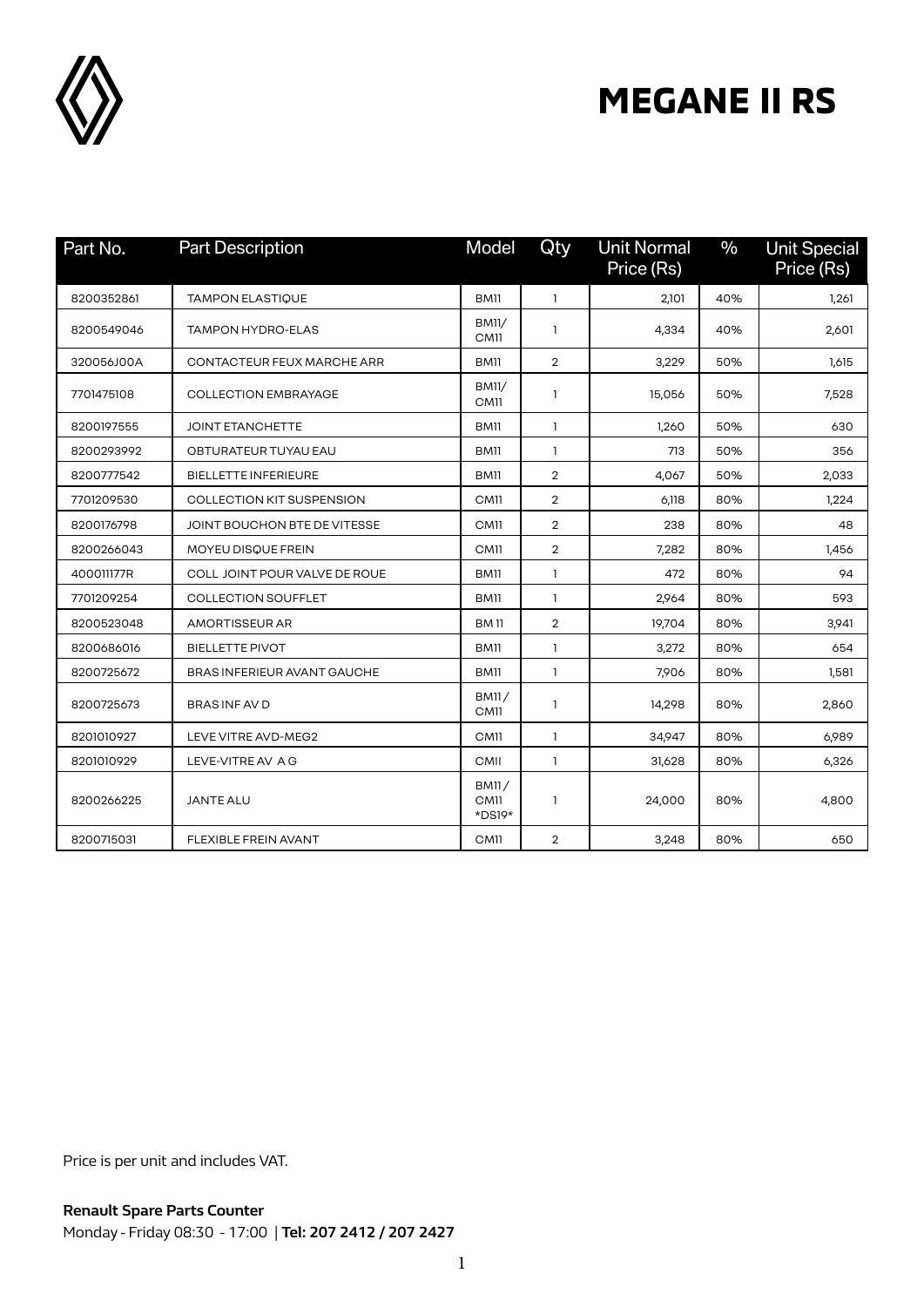# MEGANE II RS

| Part No. | Part Description | Model | Qty | Unit Normal Price (Rs) | % | Unit Special Price (Rs) |
|---|---|---|---|---|---|---|
| 8200352861 | TAMPON ELASTIQUE | BM11 | 1 | 2,101 | 40% | 1,261 |
| 8200549046 | TAMPON HYDRO-ELAS | BM11/ CM11 | 1 | 4,334 | 40% | 2,601 |
| 320056J00A | CONTACTEUR FEUX MARCHE ARR | BM11 | 2 | 3,229 | 50% | 1,615 |
| 7701475108 | COLLECTION EMBRAYAGE | BM11/ CM11 | 1 | 15,056 | 50% | 7,528 |
| 8200197555 | JOINT ETANCHETTE | BM11 | 1 | 1,260 | 50% | 630 |
| 8200293992 | OBTURATEUR TUYAU EAU | BM11 | 1 | 713 | 50% | 356 |
| 8200777542 | BIELLETTE INFERIEURE | BM11 | 2 | 4,067 | 50% | 2,033 |
| 7701209530 | COLLECTION KIT SUSPENSION | CM11 | 2 | 6,118 | 80% | 1,224 |
| 8200176798 | JOINT BOUCHON BTE DE VITESSE | CM11 | 2 | 238 | 80% | 48 |
| 8200266043 | MOYEU DISQUE FREIN | CM11 | 2 | 7,282 | 80% | 1,456 |
| 400011177R | COLL JOINT POUR VALVE DE ROUE | BM11 | 1 | 472 | 80% | 94 |
| 7701209254 | COLLECTION SOUFFLET | BM11 | 1 | 2,964 | 80% | 593 |
| 8200523048 | AMORTISSEUR AR | BM 11 | 2 | 19,704 | 80% | 3,941 |
| 8200686016 | BIELLETTE PIVOT | BM11 | 1 | 3,272 | 80% | 654 |
| 8200725672 | BRAS INFERIEUR AVANT GAUCHE | BM11 | 1 | 7,906 | 80% | 1,581 |
| 8200725673 | BRAS INF AV D | BM11 / CM11 | 1 | 14,298 | 80% | 2,860 |
| 8201010927 | LEVE VITRE AVD-MEG2 | CM11 | 1 | 34,947 | 80% | 6,989 |
| 8201010929 | LEVE-VITRE AV A G | CMII | 1 | 31,628 | 80% | 6,326 |
| 8200266225 | JANTE ALU | BM11 / CM11 *DS19* | 1 | 24,000 | 80% | 4,800 |
| 8200715031 | FLEXIBLE FREIN AVANT | CM11 | 2 | 3,248 | 80% | 650 |

Price is per unit and includes VAT.

**Renault Spare Parts Counter**

Monday - Friday 08:30 - 17:00 | **Tel: 207 2412 / 207 2427**